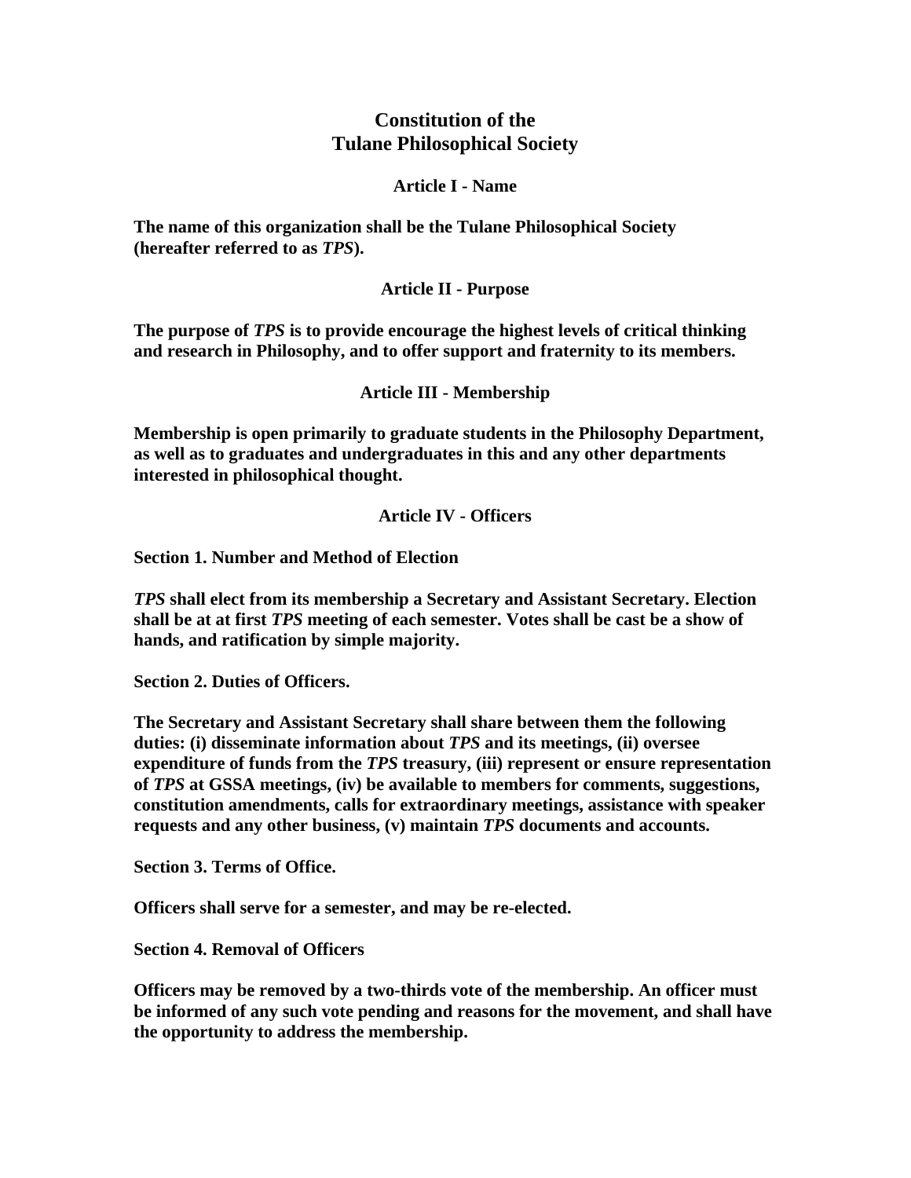# Constitution of the Tulane Philosophical Society

## Article I - Name

**The name of this organization shall be the Tulane Philosophical Society (hereafter referred to as *TPS*).**

## Article II - Purpose

**The purpose of *TPS* is to provide encourage the highest levels of critical thinking and research in Philosophy, and to offer support and fraternity to its members.**

## Article III - Membership

**Membership is open primarily to graduate students in the Philosophy Department, as well as to graduates and undergraduates in this and any other departments interested in philosophical thought.**

## Article IV - Officers

### Section 1. Number and Method of Election

***TPS* shall elect from its membership a Secretary and Assistant Secretary. Election shall be at at first *TPS* meeting of each semester. Votes shall be cast be a show of hands, and ratification by simple majority.**

### Section 2. Duties of Officers.

**The Secretary and Assistant Secretary shall share between them the following duties: (i) disseminate information about *TPS* and its meetings, (ii) oversee expenditure of funds from the *TPS* treasury, (iii) represent or ensure representation of *TPS* at GSSA meetings, (iv) be available to members for comments, suggestions, constitution amendments, calls for extraordinary meetings, assistance with speaker requests and any other business, (v) maintain *TPS* documents and accounts.**

### Section 3. Terms of Office.

**Officers shall serve for a semester, and may be re-elected.**

### Section 4. Removal of Officers

**Officers may be removed by a two-thirds vote of the membership. An officer must be informed of any such vote pending and reasons for the movement, and shall have the opportunity to address the membership.**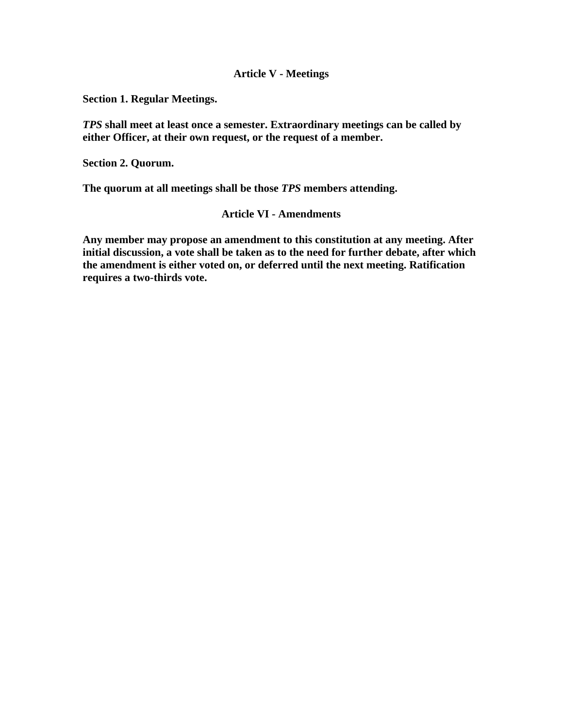## Article V - Meetings

**Section 1. Regular Meetings.**

***TPS* shall meet at least once a semester. Extraordinary meetings can be called by either Officer, at their own request, or the request of a member.**

**Section 2. Quorum.**

**The quorum at all meetings shall be those *TPS* members attending.**

## Article VI - Amendments

**Any member may propose an amendment to this constitution at any meeting. After initial discussion, a vote shall be taken as to the need for further debate, after which the amendment is either voted on, or deferred until the next meeting. Ratification requires a two-thirds vote.**